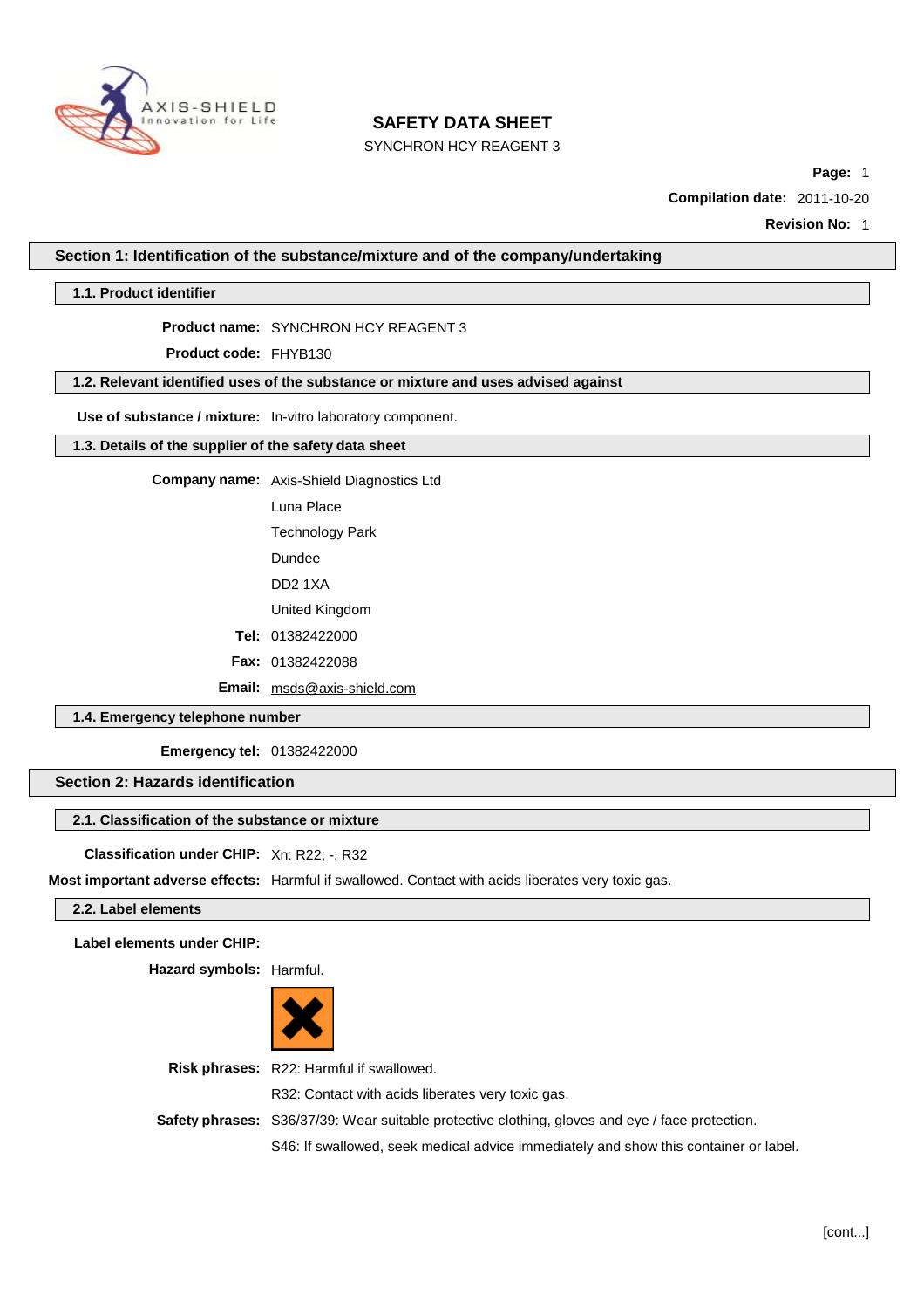# SAFETY DATA SHEET

SYNCHRON HCY REAGENT 3

**Page:** 1

**Compilation date:** 2011-10-20

**Revision No:** 1

## Section 1: Identification of the substance/mixture and of the company/undertaking

### 1.1. Product identifier

**Product name:** SYNCHRON HCY REAGENT 3

**Product code:** FHYB130

### 1.2. Relevant identified uses of the substance or mixture and uses advised against

**Use of substance / mixture:** In-vitro laboratory component.

### 1.3. Details of the supplier of the safety data sheet

**Company name:** Axis-Shield Diagnostics Ltd

Luna Place

Technology Park

Dundee

DD2 1XA

United Kingdom

**Tel:** 01382422000

**Fax:** 01382422088

**Email:** msds@axis-shield.com

### 1.4. Emergency telephone number

**Emergency tel:** 01382422000

## Section 2: Hazards identification

### 2.1. Classification of the substance or mixture

**Classification under CHIP:** Xn: R22; -: R32

**Most important adverse effects:** Harmful if swallowed. Contact with acids liberates very toxic gas.

### 2.2. Label elements

**Label elements under CHIP:**

**Hazard symbols:** Harmful.

**Risk phrases:** R22: Harmful if swallowed.

R32: Contact with acids liberates very toxic gas.

**Safety phrases:** S36/37/39: Wear suitable protective clothing, gloves and eye / face protection.

S46: If swallowed, seek medical advice immediately and show this container or label.

[cont...]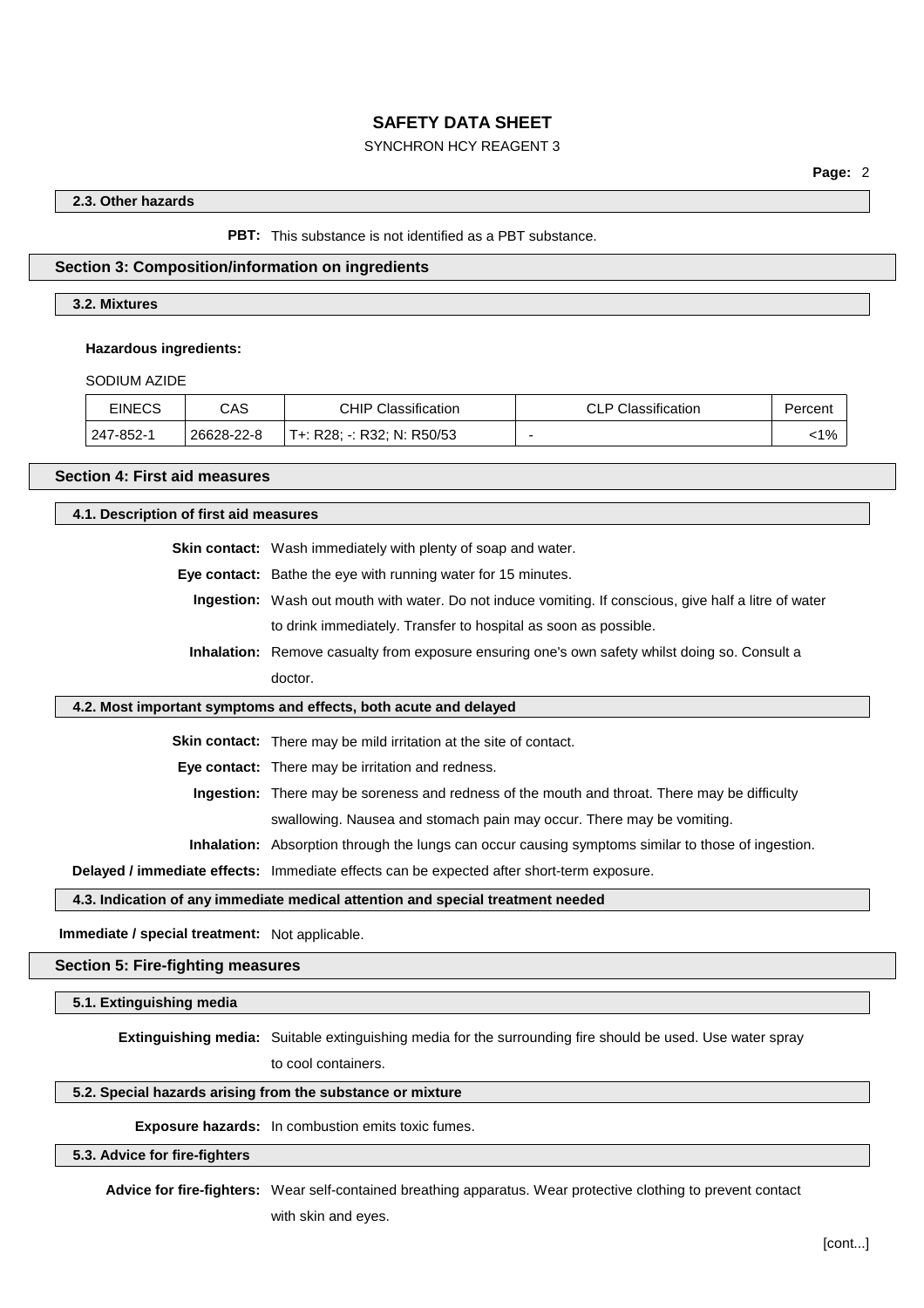### 2.3. Other hazards

**PBT:** This substance is not identified as a PBT substance.

## Section 3: Composition/information on ingredients

### 3.2. Mixtures

**Hazardous ingredients:**

SODIUM AZIDE

| EINECS | CAS | CHIP Classification | CLP Classification | Percent |
|---|---|---|---|---|
| 247-852-1 | 26628-22-8 | T+: R28; -: R32; N: R50/53 | - | <1% |

## Section 4: First aid measures

### 4.1. Description of first aid measures

**Skin contact:** Wash immediately with plenty of soap and water.

**Eye contact:** Bathe the eye with running water for 15 minutes.

**Ingestion:** Wash out mouth with water. Do not induce vomiting. If conscious, give half a litre of water to drink immediately. Transfer to hospital as soon as possible.

**Inhalation:** Remove casualty from exposure ensuring one's own safety whilst doing so. Consult a doctor.

### 4.2. Most important symptoms and effects, both acute and delayed

**Skin contact:** There may be mild irritation at the site of contact.

**Eye contact:** There may be irritation and redness.

**Ingestion:** There may be soreness and redness of the mouth and throat. There may be difficulty swallowing. Nausea and stomach pain may occur. There may be vomiting.

**Inhalation:** Absorption through the lungs can occur causing symptoms similar to those of ingestion.

**Delayed / immediate effects:** Immediate effects can be expected after short-term exposure.

### 4.3. Indication of any immediate medical attention and special treatment needed

**Immediate / special treatment:** Not applicable.

## Section 5: Fire-fighting measures

### 5.1. Extinguishing media

**Extinguishing media:** Suitable extinguishing media for the surrounding fire should be used. Use water spray to cool containers.

### 5.2. Special hazards arising from the substance or mixture

**Exposure hazards:** In combustion emits toxic fumes.

### 5.3. Advice for fire-fighters

**Advice for fire-fighters:** Wear self-contained breathing apparatus. Wear protective clothing to prevent contact with skin and eyes.

[cont...]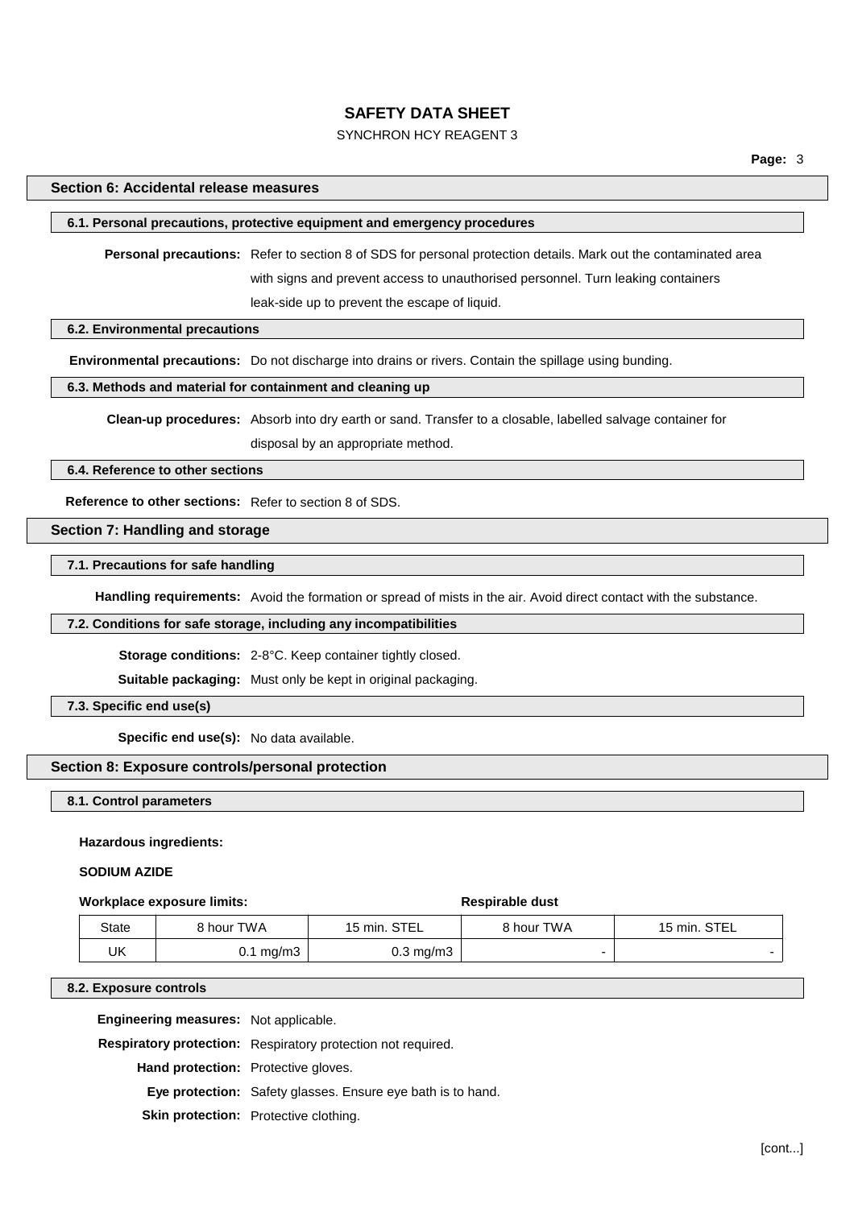## Section 6: Accidental release measures

### 6.1. Personal precautions, protective equipment and emergency procedures

**Personal precautions:** Refer to section 8 of SDS for personal protection details. Mark out the contaminated area with signs and prevent access to unauthorised personnel. Turn leaking containers leak-side up to prevent the escape of liquid.

### 6.2. Environmental precautions

**Environmental precautions:** Do not discharge into drains or rivers. Contain the spillage using bunding.

### 6.3. Methods and material for containment and cleaning up

**Clean-up procedures:** Absorb into dry earth or sand. Transfer to a closable, labelled salvage container for disposal by an appropriate method.

### 6.4. Reference to other sections

**Reference to other sections:** Refer to section 8 of SDS.

## Section 7: Handling and storage

### 7.1. Precautions for safe handling

**Handling requirements:** Avoid the formation or spread of mists in the air. Avoid direct contact with the substance.

### 7.2. Conditions for safe storage, including any incompatibilities

**Storage conditions:** 2-8°C. Keep container tightly closed.

**Suitable packaging:** Must only be kept in original packaging.

### 7.3. Specific end use(s)

**Specific end use(s):** No data available.

## Section 8: Exposure controls/personal protection

### 8.1. Control parameters

**Hazardous ingredients:**

**SODIUM AZIDE**

**Workplace exposure limits:** **Respirable dust**

| State | 8 hour TWA | 15 min. STEL | 8 hour TWA | 15 min. STEL |
|---|---|---|---|---|
| UK | 0.1 mg/m3 | 0.3 mg/m3 | - | - |

### 8.2. Exposure controls

**Engineering measures:** Not applicable.

**Respiratory protection:** Respiratory protection not required.

**Hand protection:** Protective gloves.

**Eye protection:** Safety glasses. Ensure eye bath is to hand.

**Skin protection:** Protective clothing.

[cont...]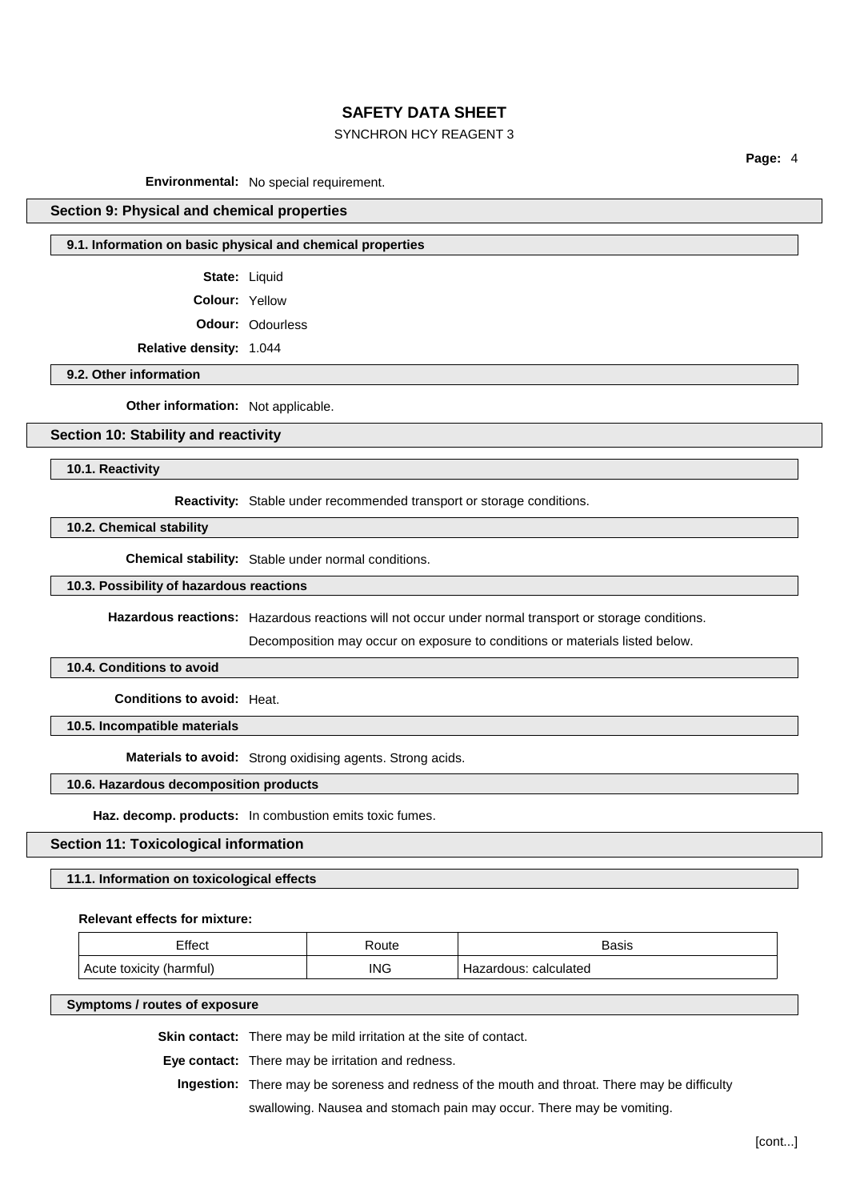**Environmental:** No special requirement.

## Section 9: Physical and chemical properties

### 9.1. Information on basic physical and chemical properties

**State:** Liquid

**Colour:** Yellow

**Odour:** Odourless

**Relative density:** 1.044

### 9.2. Other information

**Other information:** Not applicable.

## Section 10: Stability and reactivity

### 10.1. Reactivity

**Reactivity:** Stable under recommended transport or storage conditions.

### 10.2. Chemical stability

**Chemical stability:** Stable under normal conditions.

### 10.3. Possibility of hazardous reactions

**Hazardous reactions:** Hazardous reactions will not occur under normal transport or storage conditions.

Decomposition may occur on exposure to conditions or materials listed below.

### 10.4. Conditions to avoid

**Conditions to avoid:** Heat.

### 10.5. Incompatible materials

**Materials to avoid:** Strong oxidising agents. Strong acids.

### 10.6. Hazardous decomposition products

**Haz. decomp. products:** In combustion emits toxic fumes.

## Section 11: Toxicological information

### 11.1. Information on toxicological effects

**Relevant effects for mixture:**

| Effect | Route | Basis |
|---|---|---|
| Acute toxicity (harmful) | ING | Hazardous: calculated |

### Symptoms / routes of exposure

**Skin contact:** There may be mild irritation at the site of contact.

**Eye contact:** There may be irritation and redness.

**Ingestion:** There may be soreness and redness of the mouth and throat. There may be difficulty swallowing. Nausea and stomach pain may occur. There may be vomiting.

[cont...]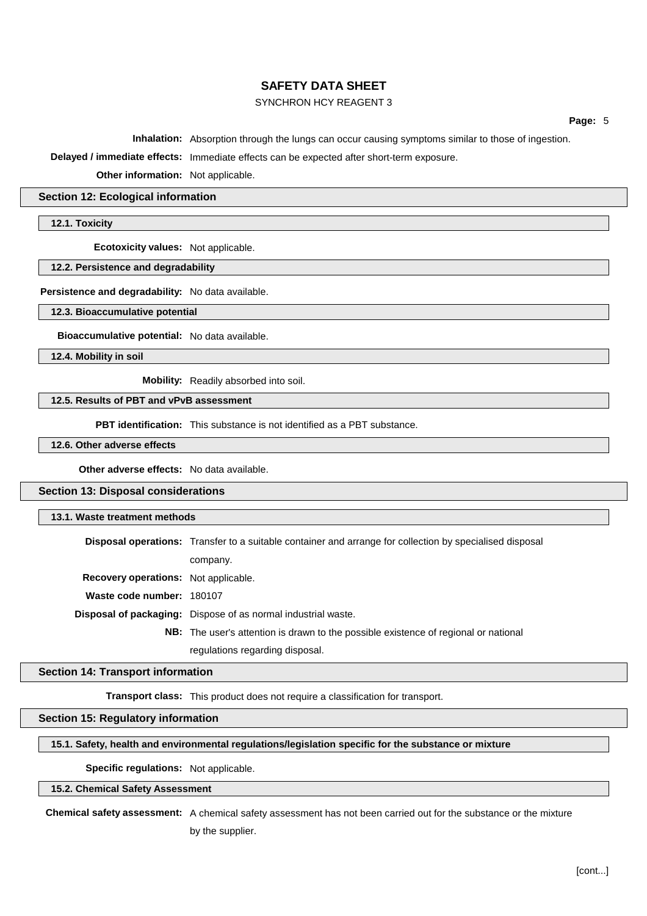**Inhalation:** Absorption through the lungs can occur causing symptoms similar to those of ingestion.

**Delayed / immediate effects:** Immediate effects can be expected after short-term exposure.

**Other information:** Not applicable.

## Section 12: Ecological information

### 12.1. Toxicity

**Ecotoxicity values:** Not applicable.

### 12.2. Persistence and degradability

**Persistence and degradability:** No data available.

### 12.3. Bioaccumulative potential

**Bioaccumulative potential:** No data available.

### 12.4. Mobility in soil

**Mobility:** Readily absorbed into soil.

### 12.5. Results of PBT and vPvB assessment

**PBT identification:** This substance is not identified as a PBT substance.

### 12.6. Other adverse effects

**Other adverse effects:** No data available.

## Section 13: Disposal considerations

### 13.1. Waste treatment methods

**Disposal operations:** Transfer to a suitable container and arrange for collection by specialised disposal company.

**Recovery operations:** Not applicable.

**Waste code number:** 180107

**Disposal of packaging:** Dispose of as normal industrial waste.

**NB:** The user's attention is drawn to the possible existence of regional or national regulations regarding disposal.

## Section 14: Transport information

**Transport class:** This product does not require a classification for transport.

## Section 15: Regulatory information

### 15.1. Safety, health and environmental regulations/legislation specific for the substance or mixture

**Specific regulations:** Not applicable.

### 15.2. Chemical Safety Assessment

**Chemical safety assessment:** A chemical safety assessment has not been carried out for the substance or the mixture by the supplier.

[cont...]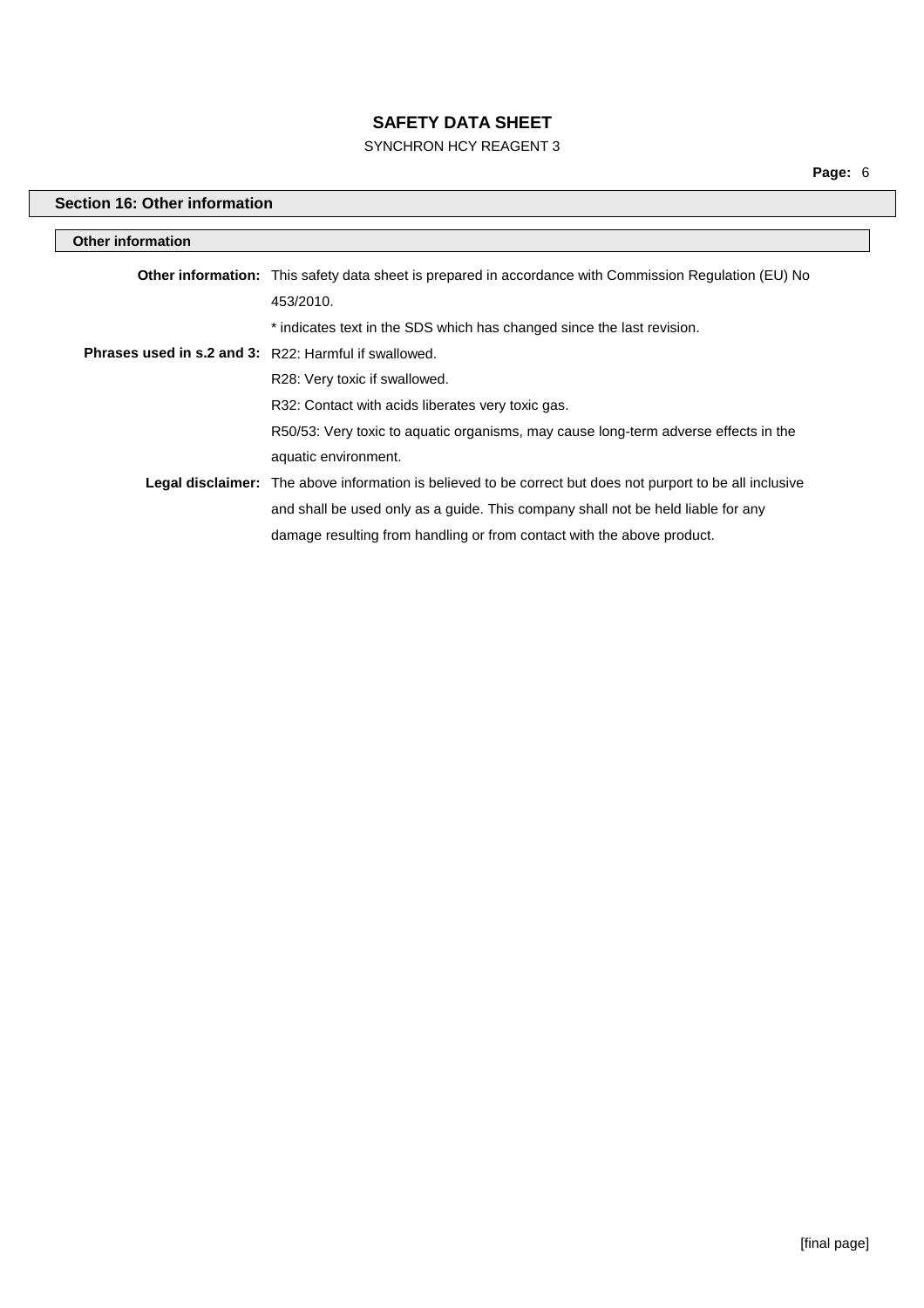## Section 16: Other information

### Other information

**Other information:** This safety data sheet is prepared in accordance with Commission Regulation (EU) No 453/2010.

* indicates text in the SDS which has changed since the last revision.

**Phrases used in s.2 and 3:** R22: Harmful if swallowed.

R28: Very toxic if swallowed.

R32: Contact with acids liberates very toxic gas.

R50/53: Very toxic to aquatic organisms, may cause long-term adverse effects in the aquatic environment.

**Legal disclaimer:** The above information is believed to be correct but does not purport to be all inclusive and shall be used only as a guide. This company shall not be held liable for any damage resulting from handling or from contact with the above product.

[final page]